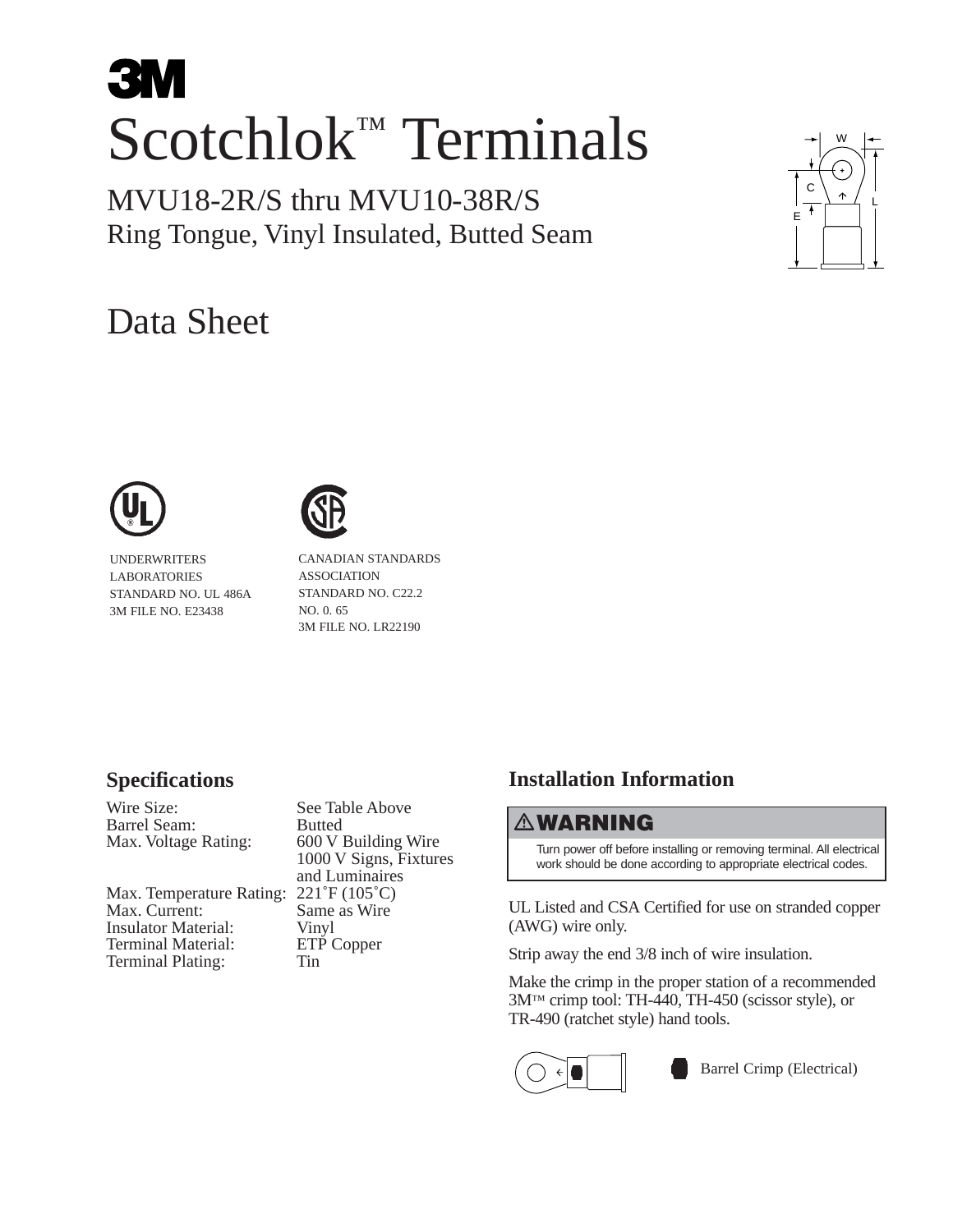3M

# Scotchlok™ Terminals

## MVU18-2R/S thru MVU10-38R/S
Ring Tongue, Vinyl Insulated, Butted Seam

# Data Sheet

UNDERWRITERS LABORATORIES
STANDARD NO. UL 486A
3M FILE NO. E23438

CANADIAN STANDARDS ASSOCIATION
STANDARD NO. C22.2 NO. 0. 65
3M FILE NO. LR22190

## Specifications

| | |
|---|---|
| Wire Size: | See Table Above |
| Barrel Seam: | Butted |
| Max. Voltage Rating: | 600 V Building Wire<br>1000 V Signs, Fixtures and Luminaires |
| Max. Temperature Rating: | 221˚F (105˚C) |
| Max. Current: | Same as Wire |
| Insulator Material: | Vinyl |
| Terminal Material: | ETP Copper |
| Terminal Plating: | Tin |

## Installation Information

**⚠ WARNING**

Turn power off before installing or removing terminal. All electrical work should be done according to appropriate electrical codes.

UL Listed and CSA Certified for use on stranded copper (AWG) wire only.

Strip away the end 3/8 inch of wire insulation.

Make the crimp in the proper station of a recommended 3M™ crimp tool: TH-440, TH-450 (scissor style), or TR-490 (ratchet style) hand tools.

Barrel Crimp (Electrical)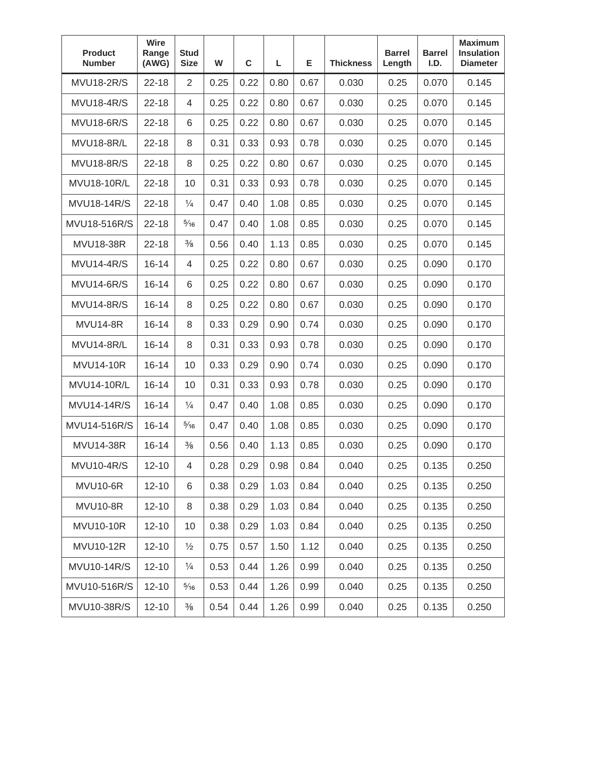| Product Number | Wire Range (AWG) | Stud Size | W | C | L | E | Thickness | Barrel Length | Barrel I.D. | Maximum Insulation Diameter |
|---|---|---|---|---|---|---|---|---|---|---|
| MVU18-2R/S | 22-18 | 2 | 0.25 | 0.22 | 0.80 | 0.67 | 0.030 | 0.25 | 0.070 | 0.145 |
| MVU18-4R/S | 22-18 | 4 | 0.25 | 0.22 | 0.80 | 0.67 | 0.030 | 0.25 | 0.070 | 0.145 |
| MVU18-6R/S | 22-18 | 6 | 0.25 | 0.22 | 0.80 | 0.67 | 0.030 | 0.25 | 0.070 | 0.145 |
| MVU18-8R/L | 22-18 | 8 | 0.31 | 0.33 | 0.93 | 0.78 | 0.030 | 0.25 | 0.070 | 0.145 |
| MVU18-8R/S | 22-18 | 8 | 0.25 | 0.22 | 0.80 | 0.67 | 0.030 | 0.25 | 0.070 | 0.145 |
| MVU18-10R/L | 22-18 | 10 | 0.31 | 0.33 | 0.93 | 0.78 | 0.030 | 0.25 | 0.070 | 0.145 |
| MVU18-14R/S | 22-18 | ¼ | 0.47 | 0.40 | 1.08 | 0.85 | 0.030 | 0.25 | 0.070 | 0.145 |
| MVU18-516R/S | 22-18 | ⁵⁄₁₆ | 0.47 | 0.40 | 1.08 | 0.85 | 0.030 | 0.25 | 0.070 | 0.145 |
| MVU18-38R | 22-18 | ⅜ | 0.56 | 0.40 | 1.13 | 0.85 | 0.030 | 0.25 | 0.070 | 0.145 |
| MVU14-4R/S | 16-14 | 4 | 0.25 | 0.22 | 0.80 | 0.67 | 0.030 | 0.25 | 0.090 | 0.170 |
| MVU14-6R/S | 16-14 | 6 | 0.25 | 0.22 | 0.80 | 0.67 | 0.030 | 0.25 | 0.090 | 0.170 |
| MVU14-8R/S | 16-14 | 8 | 0.25 | 0.22 | 0.80 | 0.67 | 0.030 | 0.25 | 0.090 | 0.170 |
| MVU14-8R | 16-14 | 8 | 0.33 | 0.29 | 0.90 | 0.74 | 0.030 | 0.25 | 0.090 | 0.170 |
| MVU14-8R/L | 16-14 | 8 | 0.31 | 0.33 | 0.93 | 0.78 | 0.030 | 0.25 | 0.090 | 0.170 |
| MVU14-10R | 16-14 | 10 | 0.33 | 0.29 | 0.90 | 0.74 | 0.030 | 0.25 | 0.090 | 0.170 |
| MVU14-10R/L | 16-14 | 10 | 0.31 | 0.33 | 0.93 | 0.78 | 0.030 | 0.25 | 0.090 | 0.170 |
| MVU14-14R/S | 16-14 | ¼ | 0.47 | 0.40 | 1.08 | 0.85 | 0.030 | 0.25 | 0.090 | 0.170 |
| MVU14-516R/S | 16-14 | ⁵⁄₁₆ | 0.47 | 0.40 | 1.08 | 0.85 | 0.030 | 0.25 | 0.090 | 0.170 |
| MVU14-38R | 16-14 | ⅜ | 0.56 | 0.40 | 1.13 | 0.85 | 0.030 | 0.25 | 0.090 | 0.170 |
| MVU10-4R/S | 12-10 | 4 | 0.28 | 0.29 | 0.98 | 0.84 | 0.040 | 0.25 | 0.135 | 0.250 |
| MVU10-6R | 12-10 | 6 | 0.38 | 0.29 | 1.03 | 0.84 | 0.040 | 0.25 | 0.135 | 0.250 |
| MVU10-8R | 12-10 | 8 | 0.38 | 0.29 | 1.03 | 0.84 | 0.040 | 0.25 | 0.135 | 0.250 |
| MVU10-10R | 12-10 | 10 | 0.38 | 0.29 | 1.03 | 0.84 | 0.040 | 0.25 | 0.135 | 0.250 |
| MVU10-12R | 12-10 | ½ | 0.75 | 0.57 | 1.50 | 1.12 | 0.040 | 0.25 | 0.135 | 0.250 |
| MVU10-14R/S | 12-10 | ¼ | 0.53 | 0.44 | 1.26 | 0.99 | 0.040 | 0.25 | 0.135 | 0.250 |
| MVU10-516R/S | 12-10 | ⁵⁄₁₆ | 0.53 | 0.44 | 1.26 | 0.99 | 0.040 | 0.25 | 0.135 | 0.250 |
| MVU10-38R/S | 12-10 | ⅜ | 0.54 | 0.44 | 1.26 | 0.99 | 0.040 | 0.25 | 0.135 | 0.250 |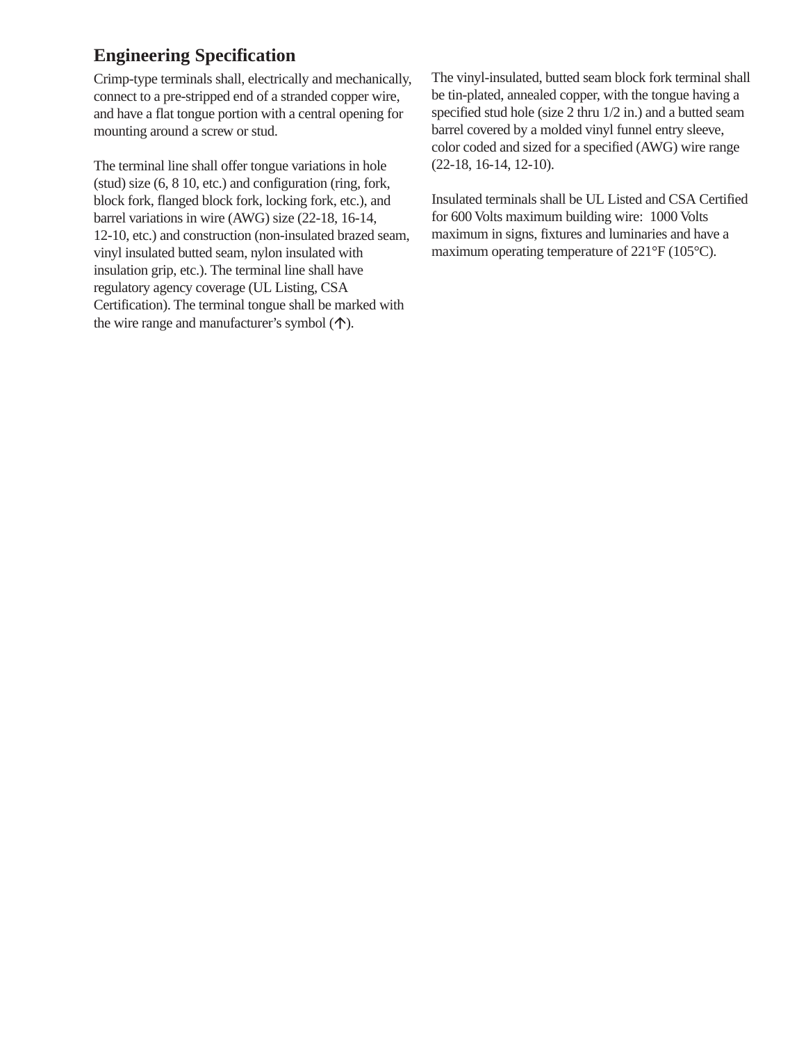## Engineering Specification

Crimp-type terminals shall, electrically and mechanically, connect to a pre-stripped end of a stranded copper wire, and have a flat tongue portion with a central opening for mounting around a screw or stud.

The terminal line shall offer tongue variations in hole (stud) size (6, 8 10, etc.) and configuration (ring, fork, block fork, flanged block fork, locking fork, etc.), and barrel variations in wire (AWG) size (22-18, 16-14, 12-10, etc.) and construction (non-insulated brazed seam, vinyl insulated butted seam, nylon insulated with insulation grip, etc.). The terminal line shall have regulatory agency coverage (UL Listing, CSA Certification). The terminal tongue shall be marked with the wire range and manufacturer's symbol (↑).

The vinyl-insulated, butted seam block fork terminal shall be tin-plated, annealed copper, with the tongue having a specified stud hole (size 2 thru 1/2 in.) and a butted seam barrel covered by a molded vinyl funnel entry sleeve, color coded and sized for a specified (AWG) wire range (22-18, 16-14, 12-10).

Insulated terminals shall be UL Listed and CSA Certified for 600 Volts maximum building wire: 1000 Volts maximum in signs, fixtures and luminaries and have a maximum operating temperature of 221°F (105°C).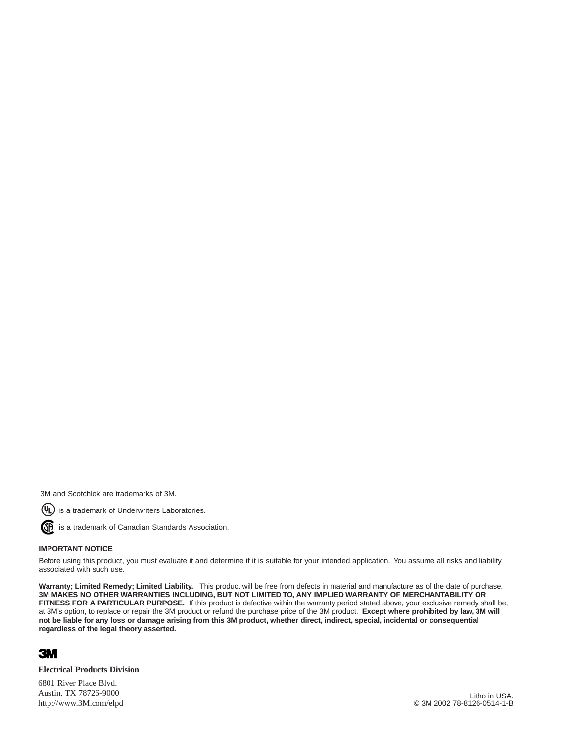3M and Scotchlok are trademarks of 3M.

UL is a trademark of Underwriters Laboratories.

CSA is a trademark of Canadian Standards Association.

**IMPORTANT NOTICE**

Before using this product, you must evaluate it and determine if it is suitable for your intended application. You assume all risks and liability associated with such use.

**Warranty; Limited Remedy; Limited Liability.** This product will be free from defects in material and manufacture as of the date of purchase. **3M MAKES NO OTHER WARRANTIES INCLUDING, BUT NOT LIMITED TO, ANY IMPLIED WARRANTY OF MERCHANTABILITY OR FITNESS FOR A PARTICULAR PURPOSE.** If this product is defective within the warranty period stated above, your exclusive remedy shall be, at 3M's option, to replace or repair the 3M product or refund the purchase price of the 3M product. **Except where prohibited by law, 3M will not be liable for any loss or damage arising from this 3M product, whether direct, indirect, special, incidental or consequential regardless of the legal theory asserted.**

**3M**

**Electrical Products Division**

6801 River Place Blvd.
Austin, TX 78726-9000
http://www.3M.com/elpd

Litho in USA.
© 3M 2002 78-8126-0514-1-B